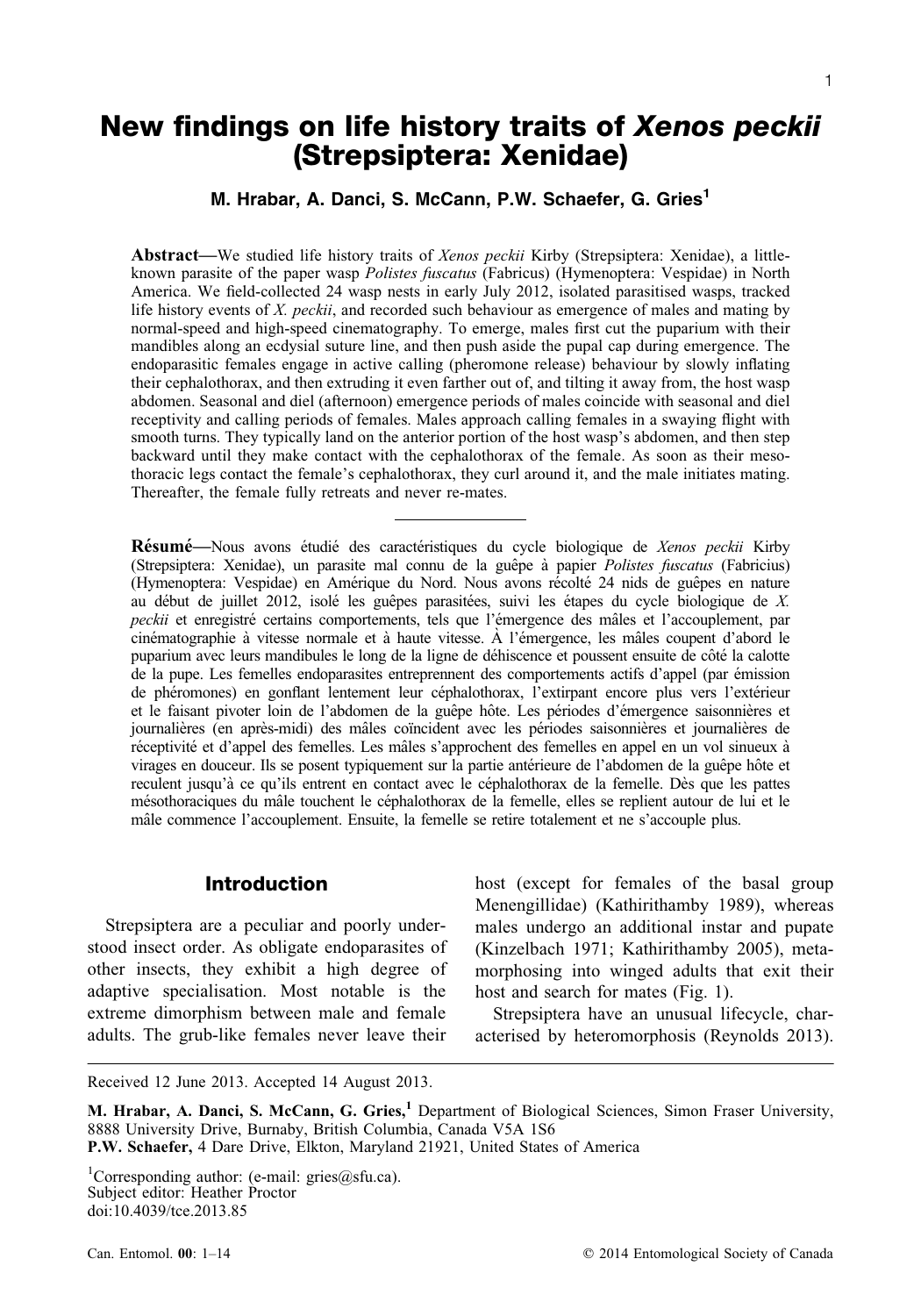# New findings on life history traits of *Xenos peckii* (Strepsiptera: Xenidae)

**M. Hrabar, A. Danci, S. McCann, P.W. Schaefer, G. Gries[1]**

**Abstract**—We studied life history traits of *Xenos peckii* Kirby (Strepsiptera: Xenidae), a little-known parasite of the paper wasp *Polistes fuscatus* (Fabricus) (Hymenoptera: Vespidae) in North America. We field-collected 24 wasp nests in early July 2012, isolated parasitised wasps, tracked life history events of *X. peckii*, and recorded such behaviour as emergence of males and mating by normal-speed and high-speed cinematography. To emerge, males first cut the puparium with their mandibles along an ecdysial suture line, and then push aside the pupal cap during emergence. The endoparasitic females engage in active calling (pheromone release) behaviour by slowly inflating their cephalothorax, and then extruding it even farther out of, and tilting it away from, the host wasp abdomen. Seasonal and diel (afternoon) emergence periods of males coincide with seasonal and diel receptivity and calling periods of females. Males approach calling females in a swaying flight with smooth turns. They typically land on the anterior portion of the host wasp's abdomen, and then step backward until they make contact with the cephalothorax of the female. As soon as their mesothoracic legs contact the female's cephalothorax, they curl around it, and the male initiates mating. Thereafter, the female fully retreats and never re-mates.

---

**Résumé**—Nous avons étudié des caractéristiques du cycle biologique de *Xenos peckii* Kirby (Strepsiptera: Xenidae), un parasite mal connu de la guêpe à papier *Polistes fuscatus* (Fabricius) (Hymenoptera: Vespidae) en Amérique du Nord. Nous avons récolté 24 nids de guêpes en nature au début de juillet 2012, isolé les guêpes parasitées, suivi les étapes du cycle biologique de *X. peckii* et enregistré certains comportements, tels que l'émergence des mâles et l'accouplement, par cinématographie à vitesse normale et à haute vitesse. À l'émergence, les mâles coupent d'abord le puparium avec leurs mandibules le long de la ligne de déhiscence et poussent ensuite de côté la calotte de la pupe. Les femelles endoparasites entreprennent des comportements actifs d'appel (par émission de phéromones) en gonflant lentement leur céphalothorax, l'extirpant encore plus vers l'extérieur et le faisant pivoter loin de l'abdomen de la guêpe hôte. Les périodes d'émergence saisonnières et journalières (en après-midi) des mâles coïncident avec les périodes saisonnières et journalières de réceptivité et d'appel des femelles. Les mâles s'approchent des femelles en appel en un vol sinueux à virages en douceur. Ils se posent typiquement sur la partie antérieure de l'abdomen de la guêpe hôte et reculent jusqu'à ce qu'ils entrent en contact avec le céphalothorax de la femelle. Dès que les pattes mésothoraciques du mâle touchent le céphalothorax de la femelle, elles se replient autour de lui et le mâle commence l'accouplement. Ensuite, la femelle se retire totalement et ne s'accouple plus.

## Introduction

Strepsiptera are a peculiar and poorly understood insect order. As obligate endoparasites of other insects, they exhibit a high degree of adaptive specialisation. Most notable is the extreme dimorphism between male and female adults. The grub-like females never leave their host (except for females of the basal group Menengillidae) (Kathirithamby 1989), whereas males undergo an additional instar and pupate (Kinzelbach 1971; Kathirithamby 2005), metamorphosing into winged adults that exit their host and search for mates (Fig. 1).

Strepsiptera have an unusual lifecycle, characterised by heteromorphosis (Reynolds 2013).

---

Received 12 June 2013. Accepted 14 August 2013.

**M. Hrabar, A. Danci, S. McCann, G. Gries,[1]** Department of Biological Sciences, Simon Fraser University, 8888 University Drive, Burnaby, British Columbia, Canada V5A 1S6
**P.W. Schaefer,** 4 Dare Drive, Elkton, Maryland 21921, United States of America

[1]Corresponding author: (e-mail: gries@sfu.ca).
Subject editor: Heather Proctor
doi:10.4039/tce.2013.85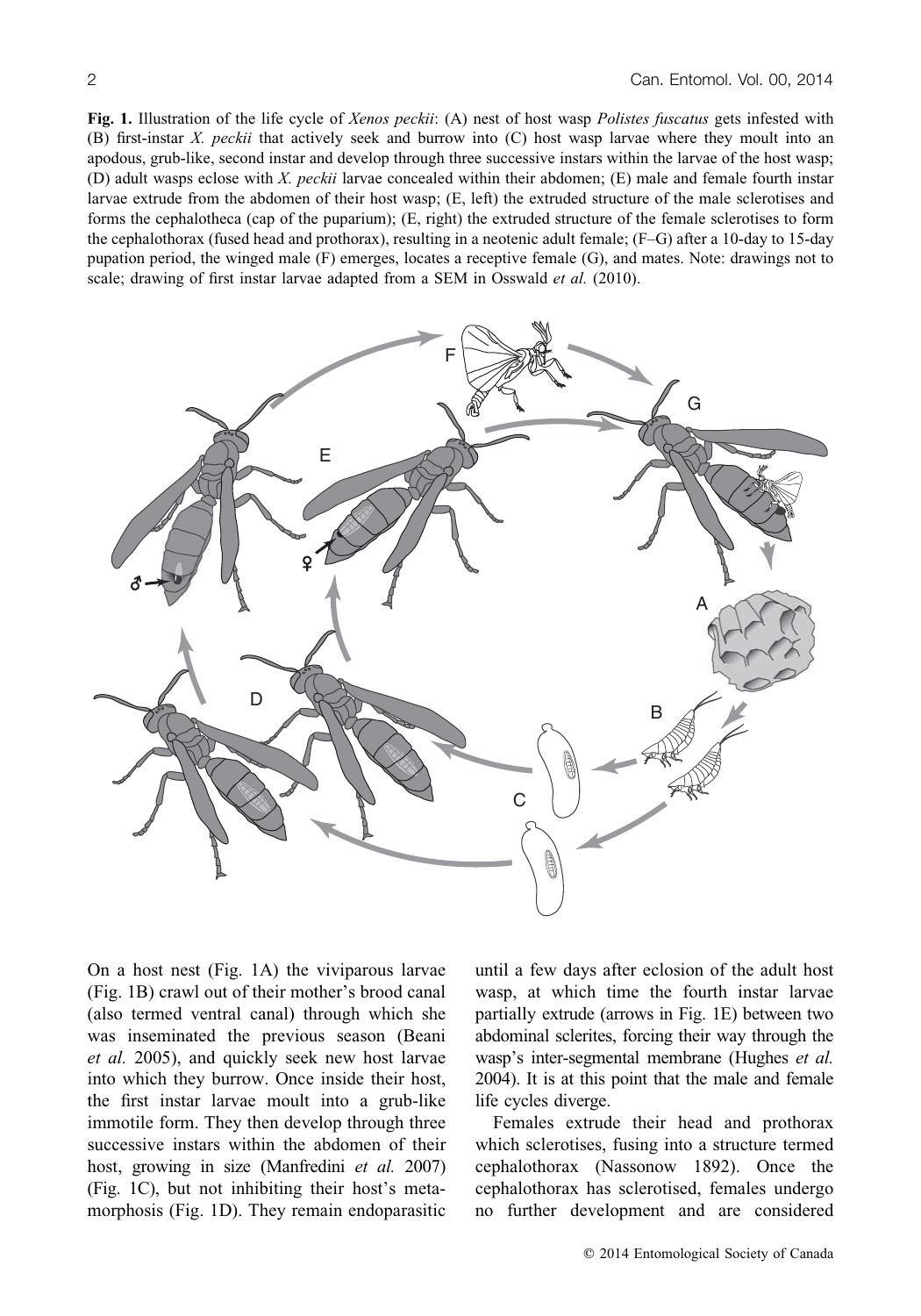**Fig. 1.** Illustration of the life cycle of *Xenos peckii*: (A) nest of host wasp *Polistes fuscatus* gets infested with (B) first-instar *X. peckii* that actively seek and burrow into (C) host wasp larvae where they moult into an apodous, grub-like, second instar and develop through three successive instars within the larvae of the host wasp; (D) adult wasps eclose with *X. peckii* larvae concealed within their abdomen; (E) male and female fourth instar larvae extrude from the abdomen of their host wasp; (E, left) the extruded structure of the male sclerotises and forms the cephalotheca (cap of the puparium); (E, right) the extruded structure of the female sclerotises to form the cephalothorax (fused head and prothorax), resulting in a neotenic adult female; (F–G) after a 10-day to 15-day pupation period, the winged male (F) emerges, locates a receptive female (G), and mates. Note: drawings not to scale; drawing of first instar larvae adapted from a SEM in Osswald *et al.* (2010).

On a host nest (Fig. 1A) the viviparous larvae (Fig. 1B) crawl out of their mother's brood canal (also termed ventral canal) through which she was inseminated the previous season (Beani *et al.* 2005), and quickly seek new host larvae into which they burrow. Once inside their host, the first instar larvae moult into a grub-like immotile form. They then develop through three successive instars within the abdomen of their host, growing in size (Manfredini *et al.* 2007) (Fig. 1C), but not inhibiting their host's metamorphosis (Fig. 1D). They remain endoparasitic until a few days after eclosion of the adult host wasp, at which time the fourth instar larvae partially extrude (arrows in Fig. 1E) between two abdominal sclerites, forcing their way through the wasp's inter-segmental membrane (Hughes *et al.* 2004). It is at this point that the male and female life cycles diverge.

Females extrude their head and prothorax which sclerotises, fusing into a structure termed cephalothorax (Nassonow 1892). Once the cephalothorax has sclerotised, females undergo no further development and are considered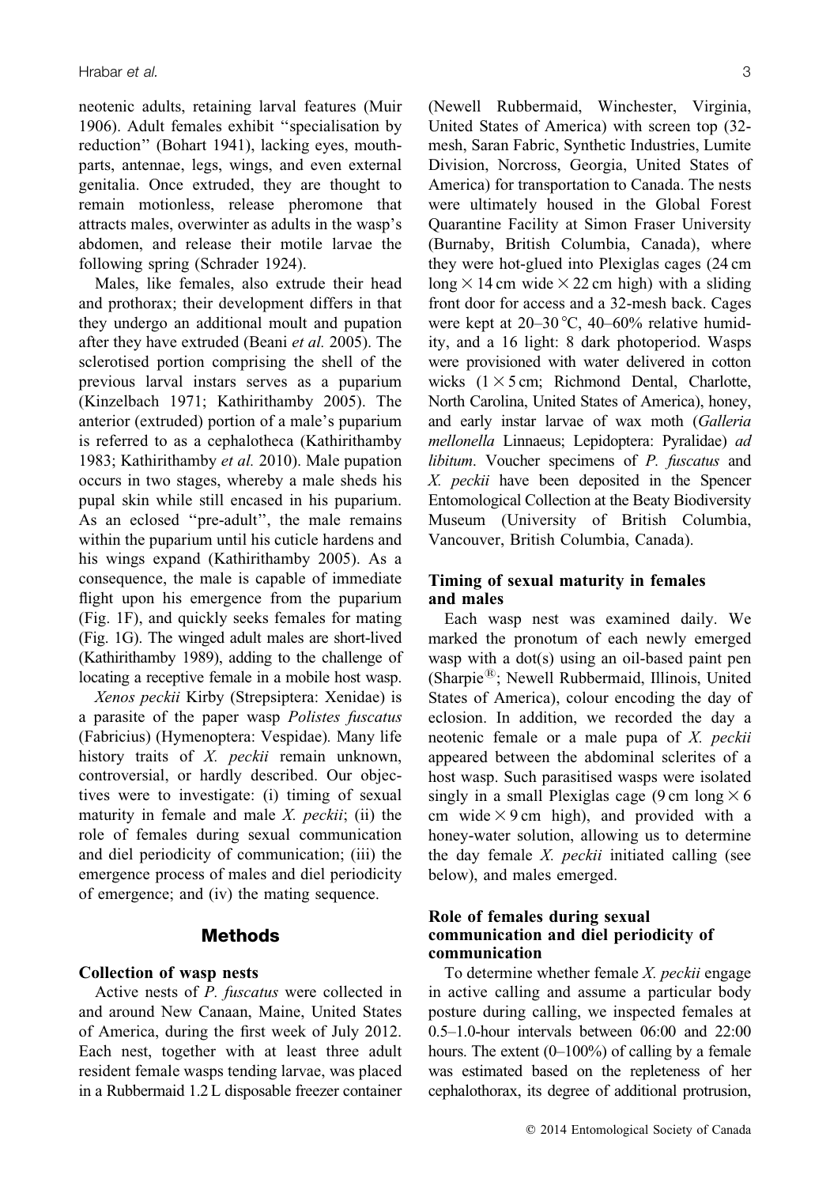neotenic adults, retaining larval features (Muir 1906). Adult females exhibit "specialisation by reduction" (Bohart 1941), lacking eyes, mouthparts, antennae, legs, wings, and even external genitalia. Once extruded, they are thought to remain motionless, release pheromone that attracts males, overwinter as adults in the wasp's abdomen, and release their motile larvae the following spring (Schrader 1924).

Males, like females, also extrude their head and prothorax; their development differs in that they undergo an additional moult and pupation after they have extruded (Beani *et al.* 2005). The sclerotised portion comprising the shell of the previous larval instars serves as a puparium (Kinzelbach 1971; Kathirithamby 2005). The anterior (extruded) portion of a male's puparium is referred to as a cephalotheca (Kathirithamby 1983; Kathirithamby *et al.* 2010). Male pupation occurs in two stages, whereby a male sheds his pupal skin while still encased in his puparium. As an eclosed "pre-adult", the male remains within the puparium until his cuticle hardens and his wings expand (Kathirithamby 2005). As a consequence, the male is capable of immediate flight upon his emergence from the puparium (Fig. 1F), and quickly seeks females for mating (Fig. 1G). The winged adult males are short-lived (Kathirithamby 1989), adding to the challenge of locating a receptive female in a mobile host wasp.

*Xenos peckii* Kirby (Strepsiptera: Xenidae) is a parasite of the paper wasp *Polistes fuscatus* (Fabricius) (Hymenoptera: Vespidae). Many life history traits of *X. peckii* remain unknown, controversial, or hardly described. Our objectives were to investigate: (i) timing of sexual maturity in female and male *X. peckii*; (ii) the role of females during sexual communication and diel periodicity of communication; (iii) the emergence process of males and diel periodicity of emergence; and (iv) the mating sequence.

## Methods

### Collection of wasp nests

Active nests of *P. fuscatus* were collected in and around New Canaan, Maine, United States of America, during the first week of July 2012. Each nest, together with at least three adult resident female wasps tending larvae, was placed in a Rubbermaid 1.2 L disposable freezer container (Newell Rubbermaid, Winchester, Virginia, United States of America) with screen top (32-mesh, Saran Fabric, Synthetic Industries, Lumite Division, Norcross, Georgia, United States of America) for transportation to Canada. The nests were ultimately housed in the Global Forest Quarantine Facility at Simon Fraser University (Burnaby, British Columbia, Canada), where they were hot-glued into Plexiglas cages (24 cm long × 14 cm wide × 22 cm high) with a sliding front door for access and a 32-mesh back. Cages were kept at 20–30 °C, 40–60% relative humidity, and a 16 light: 8 dark photoperiod. Wasps were provisioned with water delivered in cotton wicks (1 × 5 cm; Richmond Dental, Charlotte, North Carolina, United States of America), honey, and early instar larvae of wax moth (*Galleria mellonella* Linnaeus; Lepidoptera: Pyralidae) *ad libitum*. Voucher specimens of *P. fuscatus* and *X. peckii* have been deposited in the Spencer Entomological Collection at the Beaty Biodiversity Museum (University of British Columbia, Vancouver, British Columbia, Canada).

### Timing of sexual maturity in females and males

Each wasp nest was examined daily. We marked the pronotum of each newly emerged wasp with a dot(s) using an oil-based paint pen (Sharpie®; Newell Rubbermaid, Illinois, United States of America), colour encoding the day of eclosion. In addition, we recorded the day a neotenic female or a male pupa of *X. peckii* appeared between the abdominal sclerites of a host wasp. Such parasitised wasps were isolated singly in a small Plexiglas cage (9 cm long × 6 cm wide × 9 cm high), and provided with a honey-water solution, allowing us to determine the day female *X. peckii* initiated calling (see below), and males emerged.

### Role of females during sexual communication and diel periodicity of communication

To determine whether female *X. peckii* engage in active calling and assume a particular body posture during calling, we inspected females at 0.5–1.0-hour intervals between 06:00 and 22:00 hours. The extent (0–100%) of calling by a female was estimated based on the repleteness of her cephalothorax, its degree of additional protrusion,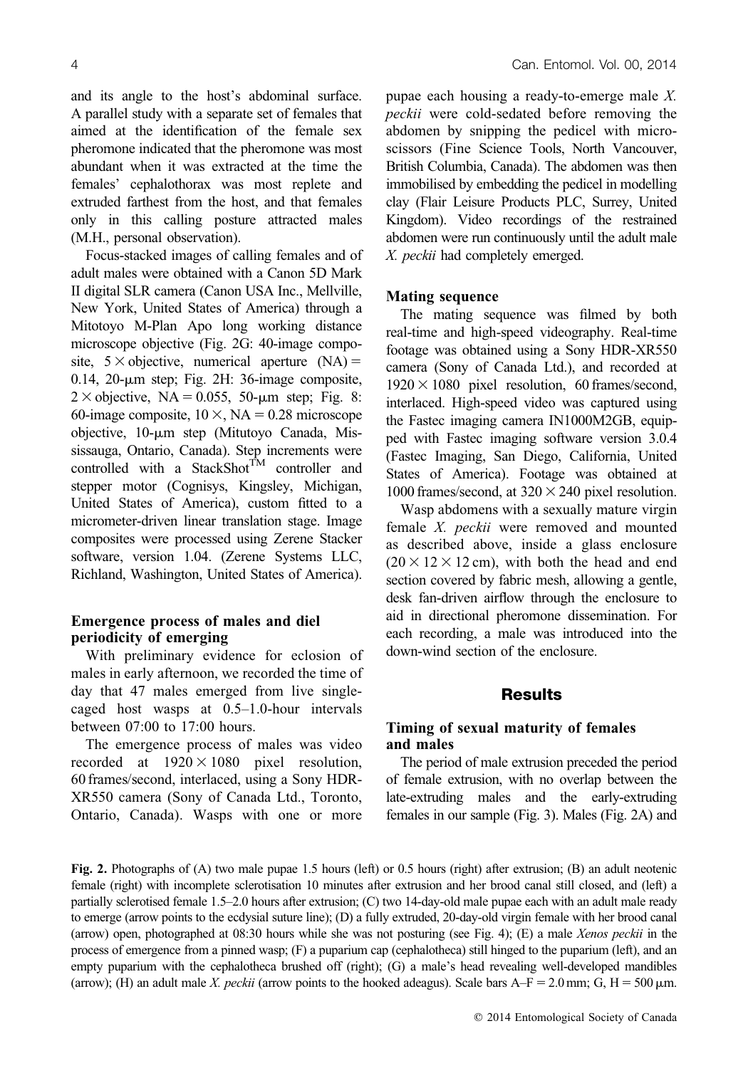and its angle to the host's abdominal surface. A parallel study with a separate set of females that aimed at the identification of the female sex pheromone indicated that the pheromone was most abundant when it was extracted at the time the females' cephalothorax was most replete and extruded farthest from the host, and that females only in this calling posture attracted males (M.H., personal observation).

Focus-stacked images of calling females and of adult males were obtained with a Canon 5D Mark II digital SLR camera (Canon USA Inc., Mellville, New York, United States of America) through a Mitotoyo M-Plan Apo long working distance microscope objective (Fig. 2G: 40-image composite, $5\times$ objective, numerical aperture (NA) = 0.14, 20-μm step; Fig. 2H: 36-image composite, $2\times$ objective, NA = 0.055, 50-μm step; Fig. 8: 60-image composite, $10\times$, NA = 0.28 microscope objective, 10-μm step (Mitutoyo Canada, Mississauga, Ontario, Canada). Step increments were controlled with a StackShot™ controller and stepper motor (Cognisys, Kingsley, Michigan, United States of America), custom fitted to a micrometer-driven linear translation stage. Image composites were processed using Zerene Stacker software, version 1.04. (Zerene Systems LLC, Richland, Washington, United States of America).

### Emergence process of males and diel periodicity of emerging

With preliminary evidence for eclosion of males in early afternoon, we recorded the time of day that 47 males emerged from live single-caged host wasps at 0.5–1.0-hour intervals between 07:00 to 17:00 hours.

The emergence process of males was video recorded at $1920\times1080$ pixel resolution, 60 frames/second, interlaced, using a Sony HDR-XR550 camera (Sony of Canada Ltd., Toronto, Ontario, Canada). Wasps with one or more pupae each housing a ready-to-emerge male *X. peckii* were cold-sedated before removing the abdomen by snipping the pedicel with micro-scissors (Fine Science Tools, North Vancouver, British Columbia, Canada). The abdomen was then immobilised by embedding the pedicel in modelling clay (Flair Leisure Products PLC, Surrey, United Kingdom). Video recordings of the restrained abdomen were run continuously until the adult male *X. peckii* had completely emerged.

### Mating sequence

The mating sequence was filmed by both real-time and high-speed videography. Real-time footage was obtained using a Sony HDR-XR550 camera (Sony of Canada Ltd.), and recorded at $1920\times1080$ pixel resolution, 60 frames/second, interlaced. High-speed video was captured using the Fastec imaging camera IN1000M2GB, equipped with Fastec imaging software version 3.0.4 (Fastec Imaging, San Diego, California, United States of America). Footage was obtained at 1000 frames/second, at $320\times240$ pixel resolution.

Wasp abdomens with a sexually mature virgin female *X. peckii* were removed and mounted as described above, inside a glass enclosure ($20\times12\times12$ cm), with both the head and end section covered by fabric mesh, allowing a gentle, desk fan-driven airflow through the enclosure to aid in directional pheromone dissemination. For each recording, a male was introduced into the down-wind section of the enclosure.

## Results

### Timing of sexual maturity of females and males

The period of male extrusion preceded the period of female extrusion, with no overlap between the late-extruding males and the early-extruding females in our sample (Fig. 3). Males (Fig. 2A) and

**Fig. 2.** Photographs of (A) two male pupae 1.5 hours (left) or 0.5 hours (right) after extrusion; (B) an adult neotenic female (right) with incomplete sclerotisation 10 minutes after extrusion and her brood canal still closed, and (left) a partially sclerotised female 1.5–2.0 hours after extrusion; (C) two 14-day-old male pupae each with an adult male ready to emerge (arrow points to the ecdysial suture line); (D) a fully extruded, 20-day-old virgin female with her brood canal (arrow) open, photographed at 08:30 hours while she was not posturing (see Fig. 4); (E) a male *Xenos peckii* in the process of emergence from a pinned wasp; (F) a puparium cap (cephalotheca) still hinged to the puparium (left), and an empty puparium with the cephalotheca brushed off (right); (G) a male's head revealing well-developed mandibles (arrow); (H) an adult male *X. peckii* (arrow points to the hooked adeagus). Scale bars A–F = 2.0 mm; G, H = 500 μm.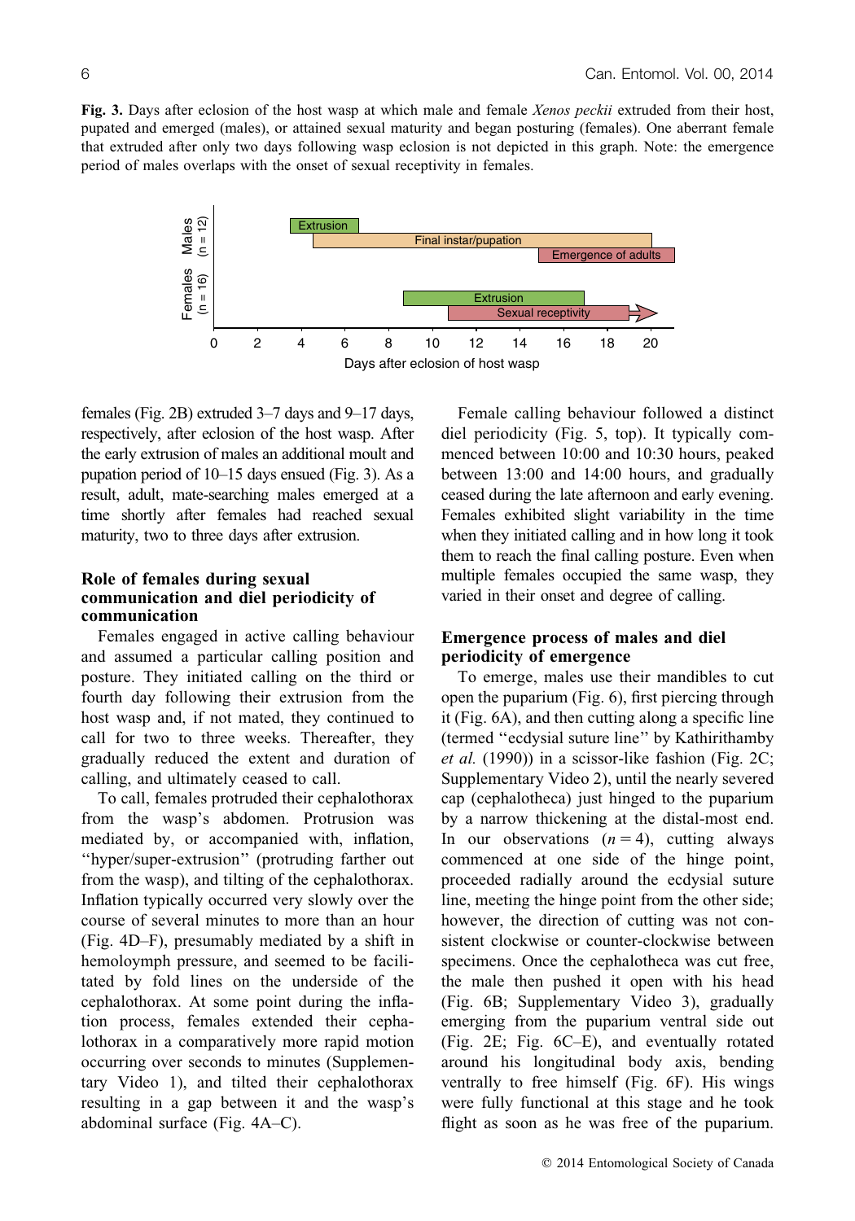**Fig. 3.** Days after eclosion of the host wasp at which male and female *Xenos peckii* extruded from their host, pupated and emerged (males), or attained sexual maturity and began posturing (females). One aberrant female that extruded after only two days following wasp eclosion is not depicted in this graph. Note: the emergence period of males overlaps with the onset of sexual receptivity in females.

females (Fig. 2B) extruded 3–7 days and 9–17 days, respectively, after eclosion of the host wasp. After the early extrusion of males an additional moult and pupation period of 10–15 days ensued (Fig. 3). As a result, adult, mate-searching males emerged at a time shortly after females had reached sexual maturity, two to three days after extrusion.

### Role of females during sexual communication and diel periodicity of communication

Females engaged in active calling behaviour and assumed a particular calling position and posture. They initiated calling on the third or fourth day following their extrusion from the host wasp and, if not mated, they continued to call for two to three weeks. Thereafter, they gradually reduced the extent and duration of calling, and ultimately ceased to call.

To call, females protruded their cephalothorax from the wasp's abdomen. Protrusion was mediated by, or accompanied with, inflation, ''hyper/super-extrusion'' (protruding farther out from the wasp), and tilting of the cephalothorax. Inflation typically occurred very slowly over the course of several minutes to more than an hour (Fig. 4D–F), presumably mediated by a shift in hemoloymph pressure, and seemed to be facilitated by fold lines on the underside of the cephalothorax. At some point during the inflation process, females extended their cephalothorax in a comparatively more rapid motion occurring over seconds to minutes (Supplementary Video 1), and tilted their cephalothorax resulting in a gap between it and the wasp's abdominal surface (Fig. 4A–C).

Female calling behaviour followed a distinct diel periodicity (Fig. 5, top). It typically commenced between 10:00 and 10:30 hours, peaked between 13:00 and 14:00 hours, and gradually ceased during the late afternoon and early evening. Females exhibited slight variability in the time when they initiated calling and in how long it took them to reach the final calling posture. Even when multiple females occupied the same wasp, they varied in their onset and degree of calling.

### Emergence process of males and diel periodicity of emergence

To emerge, males use their mandibles to cut open the puparium (Fig. 6), first piercing through it (Fig. 6A), and then cutting along a specific line (termed ''ecdysial suture line'' by Kathirithamby *et al.* (1990)) in a scissor-like fashion (Fig. 2C; Supplementary Video 2), until the nearly severed cap (cephalotheca) just hinged to the puparium by a narrow thickening at the distal-most end. In our observations ($n = 4$), cutting always commenced at one side of the hinge point, proceeded radially around the ecdysial suture line, meeting the hinge point from the other side; however, the direction of cutting was not consistent clockwise or counter-clockwise between specimens. Once the cephalotheca was cut free, the male then pushed it open with his head (Fig. 6B; Supplementary Video 3), gradually emerging from the puparium ventral side out (Fig. 2E; Fig. 6C–E), and eventually rotated around his longitudinal body axis, bending ventrally to free himself (Fig. 6F). His wings were fully functional at this stage and he took flight as soon as he was free of the puparium.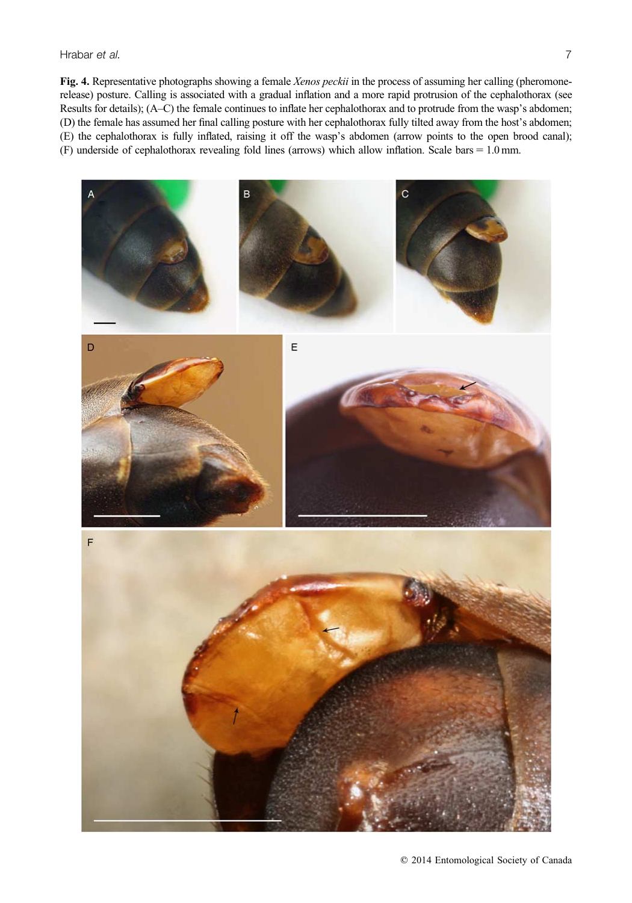**Fig. 4.** Representative photographs showing a female *Xenos peckii* in the process of assuming her calling (pheromone-release) posture. Calling is associated with a gradual inflation and a more rapid protrusion of the cephalothorax (see Results for details); (A–C) the female continues to inflate her cephalothorax and to protrude from the wasp's abdomen; (D) the female has assumed her final calling posture with her cephalothorax fully tilted away from the host's abdomen; (E) the cephalothorax is fully inflated, raising it off the wasp's abdomen (arrow points to the open brood canal); (F) underside of cephalothorax revealing fold lines (arrows) which allow inflation. Scale bars = 1.0 mm.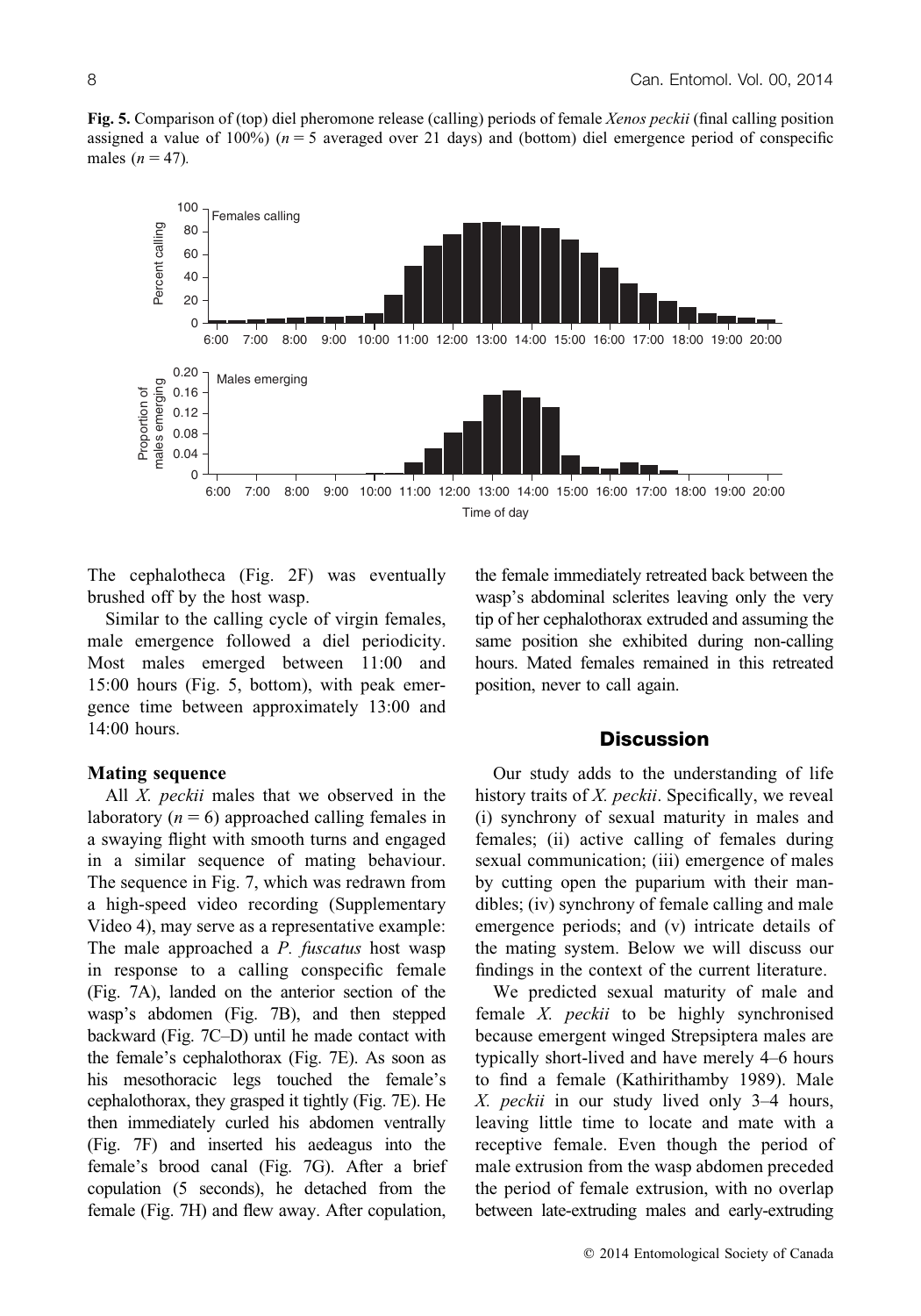**Fig. 5.** Comparison of (top) diel pheromone release (calling) periods of female *Xenos peckii* (final calling position assigned a value of 100%) ($n = 5$ averaged over 21 days) and (bottom) diel emergence period of conspecific males ($n = 47$).

The cephalotheca (Fig. 2F) was eventually brushed off by the host wasp.

Similar to the calling cycle of virgin females, male emergence followed a diel periodicity. Most males emerged between 11:00 and 15:00 hours (Fig. 5, bottom), with peak emergence time between approximately 13:00 and 14:00 hours.

### Mating sequence

All *X. peckii* males that we observed in the laboratory ($n = 6$) approached calling females in a swaying flight with smooth turns and engaged in a similar sequence of mating behaviour. The sequence in Fig. 7, which was redrawn from a high-speed video recording (Supplementary Video 4), may serve as a representative example: The male approached a *P. fuscatus* host wasp in response to a calling conspecific female (Fig. 7A), landed on the anterior section of the wasp's abdomen (Fig. 7B), and then stepped backward (Fig. 7C–D) until he made contact with the female's cephalothorax (Fig. 7E). As soon as his mesothoracic legs touched the female's cephalothorax, they grasped it tightly (Fig. 7E). He then immediately curled his abdomen ventrally (Fig. 7F) and inserted his aedeagus into the female's brood canal (Fig. 7G). After a brief copulation (5 seconds), he detached from the female (Fig. 7H) and flew away. After copulation, the female immediately retreated back between the wasp's abdominal sclerites leaving only the very tip of her cephalothorax extruded and assuming the same position she exhibited during non-calling hours. Mated females remained in this retreated position, never to call again.

## Discussion

Our study adds to the understanding of life history traits of *X. peckii*. Specifically, we reveal (i) synchrony of sexual maturity in males and females; (ii) active calling of females during sexual communication; (iii) emergence of males by cutting open the puparium with their mandibles; (iv) synchrony of female calling and male emergence periods; and (v) intricate details of the mating system. Below we will discuss our findings in the context of the current literature.

We predicted sexual maturity of male and female *X. peckii* to be highly synchronised because emergent winged Strepsiptera males are typically short-lived and have merely 4–6 hours to find a female (Kathirithamby 1989). Male *X. peckii* in our study lived only 3–4 hours, leaving little time to locate and mate with a receptive female. Even though the period of male extrusion from the wasp abdomen preceded the period of female extrusion, with no overlap between late-extruding males and early-extruding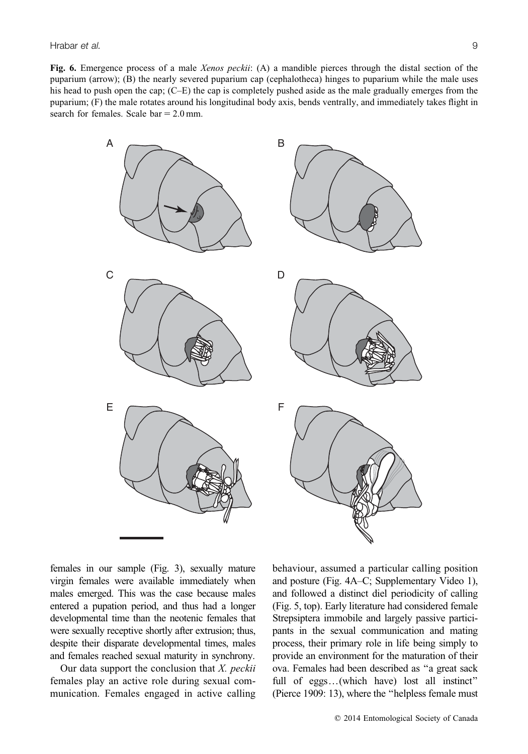**Fig. 6.** Emergence process of a male *Xenos peckii*: (A) a mandible pierces through the distal section of the puparium (arrow); (B) the nearly severed puparium cap (cephalotheca) hinges to puparium while the male uses his head to push open the cap; (C–E) the cap is completely pushed aside as the male gradually emerges from the puparium; (F) the male rotates around his longitudinal body axis, bends ventrally, and immediately takes flight in search for females. Scale bar = 2.0 mm.

females in our sample (Fig. 3), sexually mature virgin females were available immediately when males emerged. This was the case because males entered a pupation period, and thus had a longer developmental time than the neotenic females that were sexually receptive shortly after extrusion; thus, despite their disparate developmental times, males and females reached sexual maturity in synchrony.

Our data support the conclusion that *X. peckii* females play an active role during sexual communication. Females engaged in active calling behaviour, assumed a particular calling position and posture (Fig. 4A–C; Supplementary Video 1), and followed a distinct diel periodicity of calling (Fig. 5, top). Early literature had considered female Strepsiptera immobile and largely passive participants in the sexual communication and mating process, their primary role in life being simply to provide an environment for the maturation of their ova. Females had been described as "a great sack full of eggs…(which have) lost all instinct" (Pierce 1909: 13), where the "helpless female must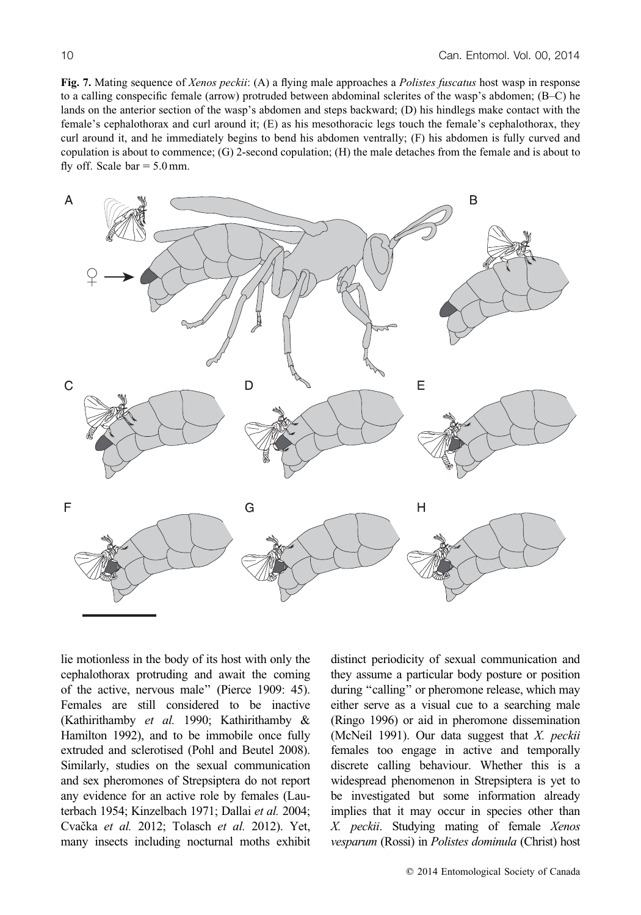**Fig. 7.** Mating sequence of *Xenos peckii*: (A) a flying male approaches a *Polistes fuscatus* host wasp in response to a calling conspecific female (arrow) protruded between abdominal sclerites of the wasp's abdomen; (B–C) he lands on the anterior section of the wasp's abdomen and steps backward; (D) his hindlegs make contact with the female's cephalothorax and curl around it; (E) as his mesothoracic legs touch the female's cephalothorax, they curl around it, and he immediately begins to bend his abdomen ventrally; (F) his abdomen is fully curved and copulation is about to commence; (G) 2-second copulation; (H) the male detaches from the female and is about to fly off. Scale bar = 5.0 mm.

lie motionless in the body of its host with only the cephalothorax protruding and await the coming of the active, nervous male" (Pierce 1909: 45). Females are still considered to be inactive (Kathirithamby *et al.* 1990; Kathirithamby & Hamilton 1992), and to be immobile once fully extruded and sclerotised (Pohl and Beutel 2008). Similarly, studies on the sexual communication and sex pheromones of Strepsiptera do not report any evidence for an active role by females (Lauterbach 1954; Kinzelbach 1971; Dallai *et al.* 2004; Cvačka *et al.* 2012; Tolasch *et al.* 2012). Yet, many insects including nocturnal moths exhibit distinct periodicity of sexual communication and they assume a particular body posture or position during "calling" or pheromone release, which may either serve as a visual cue to a searching male (Ringo 1996) or aid in pheromone dissemination (McNeil 1991). Our data suggest that *X. peckii* females too engage in active and temporally discrete calling behaviour. Whether this is a widespread phenomenon in Strepsiptera is yet to be investigated but some information already implies that it may occur in species other than *X. peckii*. Studying mating of female *Xenos vesparum* (Rossi) in *Polistes dominula* (Christ) host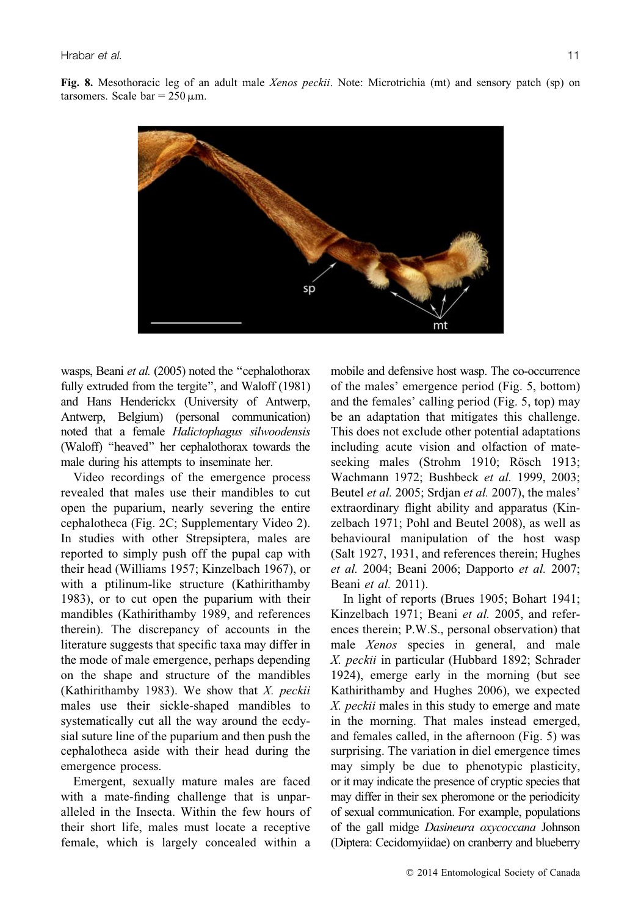**Fig. 8.** Mesothoracic leg of an adult male *Xenos peckii*. Note: Microtrichia (mt) and sensory patch (sp) on tarsomers. Scale bar = 250 μm.

wasps, Beani *et al.* (2005) noted the "cephalothorax fully extruded from the tergite", and Waloff (1981) and Hans Henderickx (University of Antwerp, Antwerp, Belgium) (personal communication) noted that a female *Halictophagus silwoodensis* (Waloff) "heaved" her cephalothorax towards the male during his attempts to inseminate her.

Video recordings of the emergence process revealed that males use their mandibles to cut open the puparium, nearly severing the entire cephalotheca (Fig. 2C; Supplementary Video 2). In studies with other Strepsiptera, males are reported to simply push off the pupal cap with their head (Williams 1957; Kinzelbach 1967), or with a ptilinum-like structure (Kathirithamby 1983), or to cut open the puparium with their mandibles (Kathirithamby 1989, and references therein). The discrepancy of accounts in the literature suggests that specific taxa may differ in the mode of male emergence, perhaps depending on the shape and structure of the mandibles (Kathirithamby 1983). We show that *X. peckii* males use their sickle-shaped mandibles to systematically cut all the way around the ecdysial suture line of the puparium and then push the cephalotheca aside with their head during the emergence process.

Emergent, sexually mature males are faced with a mate-finding challenge that is unparalleled in the Insecta. Within the few hours of their short life, males must locate a receptive female, which is largely concealed within a mobile and defensive host wasp. The co-occurrence of the males' emergence period (Fig. 5, bottom) and the females' calling period (Fig. 5, top) may be an adaptation that mitigates this challenge. This does not exclude other potential adaptations including acute vision and olfaction of mate-seeking males (Strohm 1910; Rösch 1913; Wachmann 1972; Bushbeck *et al.* 1999, 2003; Beutel *et al.* 2005; Srdjan *et al.* 2007), the males' extraordinary flight ability and apparatus (Kinzelbach 1971; Pohl and Beutel 2008), as well as behavioural manipulation of the host wasp (Salt 1927, 1931, and references therein; Hughes *et al.* 2004; Beani 2006; Dapporto *et al.* 2007; Beani *et al.* 2011).

In light of reports (Brues 1905; Bohart 1941; Kinzelbach 1971; Beani *et al.* 2005, and references therein; P.W.S., personal observation) that male *Xenos* species in general, and male *X. peckii* in particular (Hubbard 1892; Schrader 1924), emerge early in the morning (but see Kathirithamby and Hughes 2006), we expected *X. peckii* males in this study to emerge and mate in the morning. That males instead emerged, and females called, in the afternoon (Fig. 5) was surprising. The variation in diel emergence times may simply be due to phenotypic plasticity, or it may indicate the presence of cryptic species that may differ in their sex pheromone or the periodicity of sexual communication. For example, populations of the gall midge *Dasineura oxycoccana* Johnson (Diptera: Cecidomyiidae) on cranberry and blueberry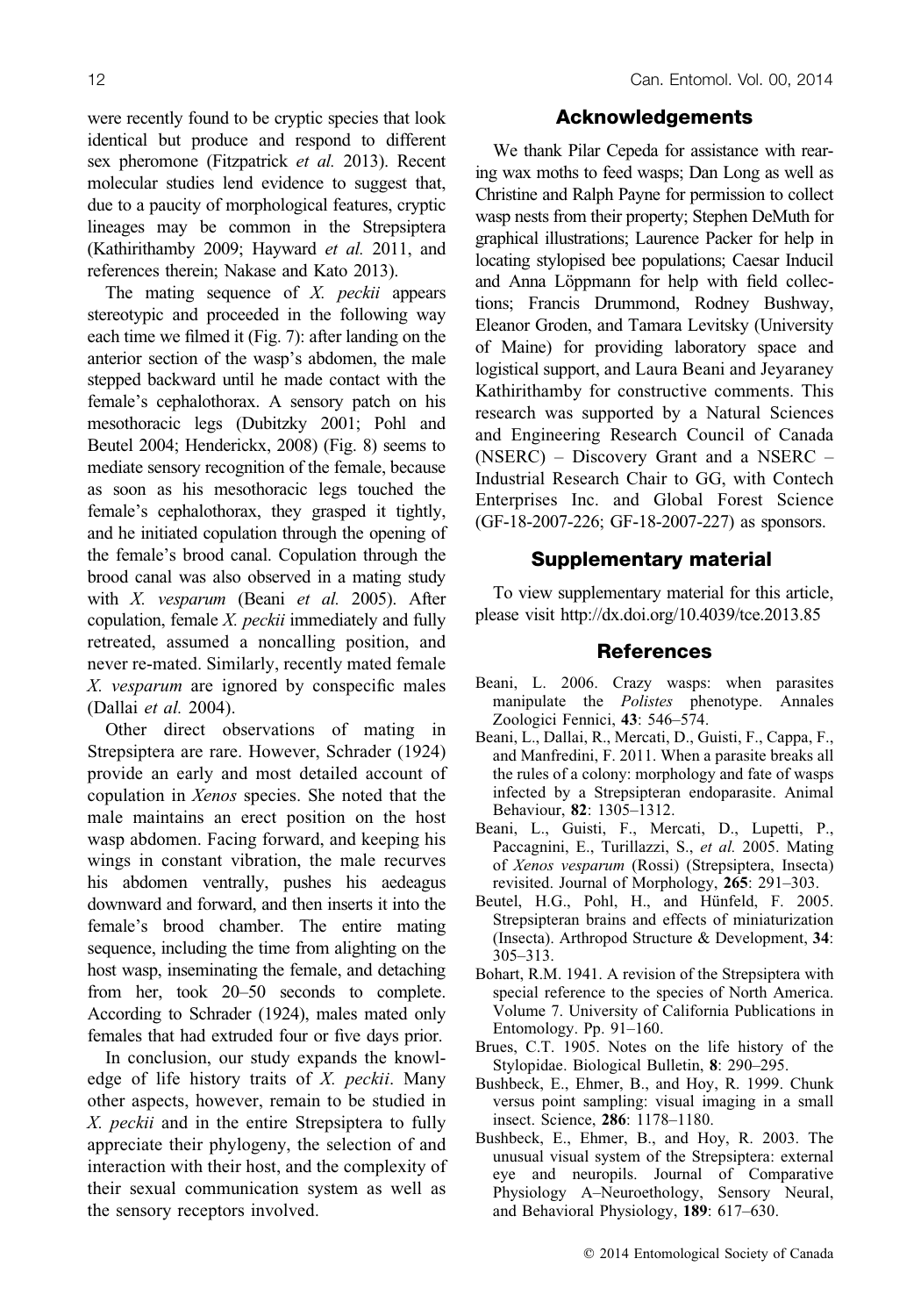were recently found to be cryptic species that look identical but produce and respond to different sex pheromone (Fitzpatrick *et al.* 2013). Recent molecular studies lend evidence to suggest that, due to a paucity of morphological features, cryptic lineages may be common in the Strepsiptera (Kathirithamby 2009; Hayward *et al.* 2011, and references therein; Nakase and Kato 2013).

The mating sequence of *X. peckii* appears stereotypic and proceeded in the following way each time we filmed it (Fig. 7): after landing on the anterior section of the wasp's abdomen, the male stepped backward until he made contact with the female's cephalothorax. A sensory patch on his mesothoracic legs (Dubitzky 2001; Pohl and Beutel 2004; Henderickx, 2008) (Fig. 8) seems to mediate sensory recognition of the female, because as soon as his mesothoracic legs touched the female's cephalothorax, they grasped it tightly, and he initiated copulation through the opening of the female's brood canal. Copulation through the brood canal was also observed in a mating study with *X. vesparum* (Beani *et al.* 2005). After copulation, female *X. peckii* immediately and fully retreated, assumed a noncalling position, and never re-mated. Similarly, recently mated female *X. vesparum* are ignored by conspecific males (Dallai *et al.* 2004).

Other direct observations of mating in Strepsiptera are rare. However, Schrader (1924) provide an early and most detailed account of copulation in *Xenos* species. She noted that the male maintains an erect position on the host wasp abdomen. Facing forward, and keeping his wings in constant vibration, the male recurves his abdomen ventrally, pushes his aedeagus downward and forward, and then inserts it into the female's brood chamber. The entire mating sequence, including the time from alighting on the host wasp, inseminating the female, and detaching from her, took 20–50 seconds to complete. According to Schrader (1924), males mated only females that had extruded four or five days prior.

In conclusion, our study expands the knowledge of life history traits of *X. peckii*. Many other aspects, however, remain to be studied in *X. peckii* and in the entire Strepsiptera to fully appreciate their phylogeny, the selection of and interaction with their host, and the complexity of their sexual communication system as well as the sensory receptors involved.

## Acknowledgements

We thank Pilar Cepeda for assistance with rearing wax moths to feed wasps; Dan Long as well as Christine and Ralph Payne for permission to collect wasp nests from their property; Stephen DeMuth for graphical illustrations; Laurence Packer for help in locating stylopised bee populations; Caesar Inducil and Anna Löppmann for help with field collections; Francis Drummond, Rodney Bushway, Eleanor Groden, and Tamara Levitsky (University of Maine) for providing laboratory space and logistical support, and Laura Beani and Jeyaraney Kathirithamby for constructive comments. This research was supported by a Natural Sciences and Engineering Research Council of Canada (NSERC) – Discovery Grant and a NSERC – Industrial Research Chair to GG, with Contech Enterprises Inc. and Global Forest Science (GF-18-2007-226; GF-18-2007-227) as sponsors.

## Supplementary material

To view supplementary material for this article, please visit http://dx.doi.org/10.4039/tce.2013.85

## References

Beani, L. 2006. Crazy wasps: when parasites manipulate the *Polistes* phenotype. Annales Zoologici Fennici, **43**: 546–574.

Beani, L., Dallai, R., Mercati, D., Guisti, F., Cappa, F., and Manfredini, F. 2011. When a parasite breaks all the rules of a colony: morphology and fate of wasps infected by a Strepsipteran endoparasite. Animal Behaviour, **82**: 1305–1312.

Beani, L., Guisti, F., Mercati, D., Lupetti, P., Paccagnini, E., Turillazzi, S., *et al.* 2005. Mating of *Xenos vesparum* (Rossi) (Strepsiptera, Insecta) revisited. Journal of Morphology, **265**: 291–303.

Beutel, H.G., Pohl, H., and Hünfeld, F. 2005. Strepsipteran brains and effects of miniaturization (Insecta). Arthropod Structure & Development, **34**: 305–313.

Bohart, R.M. 1941. A revision of the Strepsiptera with special reference to the species of North America. Volume 7. University of California Publications in Entomology. Pp. 91–160.

Brues, C.T. 1905. Notes on the life history of the Stylopidae. Biological Bulletin, **8**: 290–295.

Bushbeck, E., Ehmer, B., and Hoy, R. 1999. Chunk versus point sampling: visual imaging in a small insect. Science, **286**: 1178–1180.

Bushbeck, E., Ehmer, B., and Hoy, R. 2003. The unusual visual system of the Strepsiptera: external eye and neuropils. Journal of Comparative Physiology A–Neuroethology, Sensory Neural, and Behavioral Physiology, **189**: 617–630.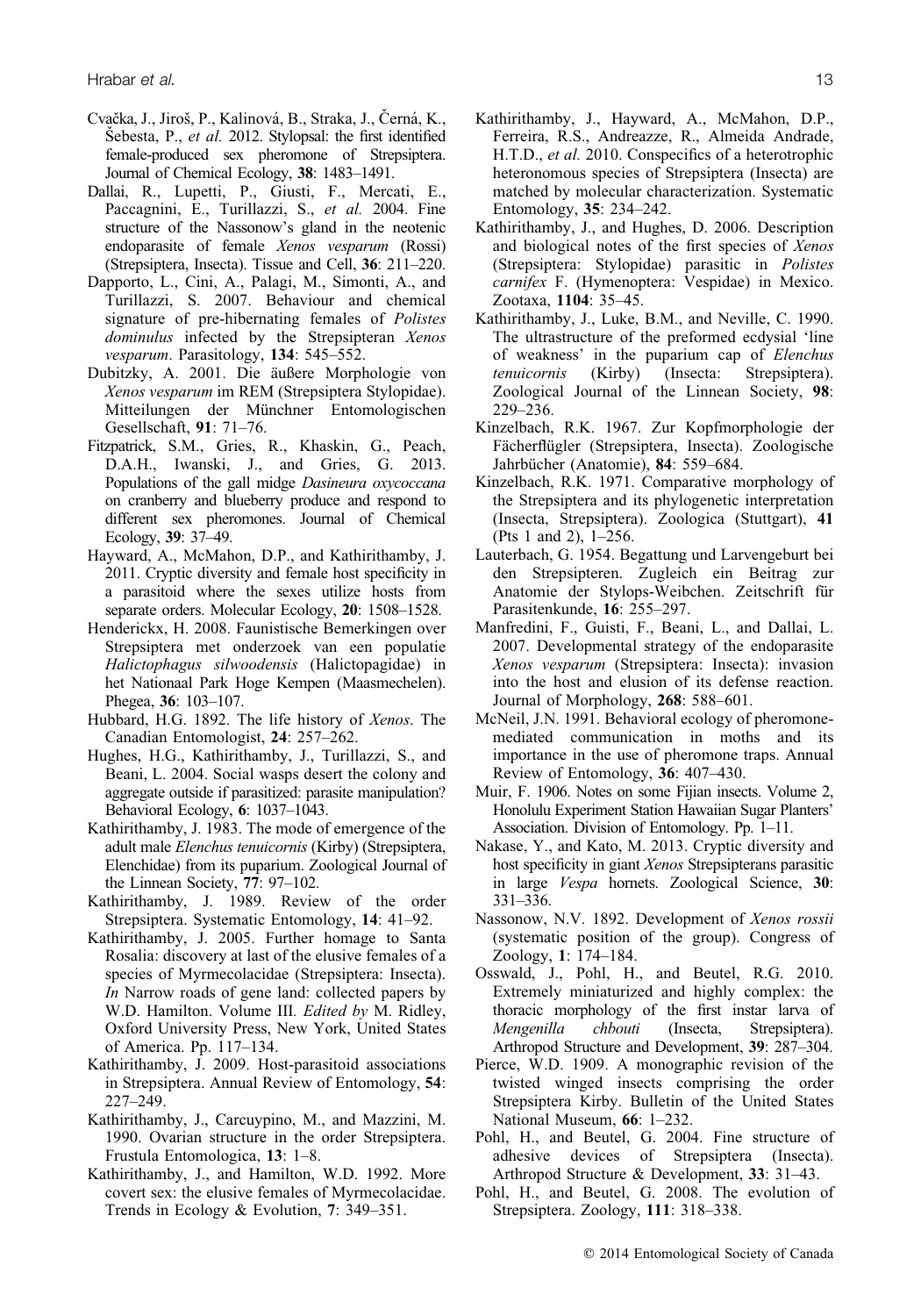Cvačka, J., Jiroš, P., Kalinová, B., Straka, J., Černá, K., Šebesta, P., *et al.* 2012. Stylopsal: the first identified female-produced sex pheromone of Strepsiptera. Journal of Chemical Ecology, **38**: 1483–1491.

Dallai, R., Lupetti, P., Giusti, F., Mercati, E., Paccagnini, E., Turillazzi, S., *et al.* 2004. Fine structure of the Nassonow's gland in the neotenic endoparasite of female *Xenos vesparum* (Rossi) (Strepsiptera, Insecta). Tissue and Cell, **36**: 211–220.

Dapporto, L., Cini, A., Palagi, M., Simonti, A., and Turillazzi, S. 2007. Behaviour and chemical signature of pre-hibernating females of *Polistes dominulus* infected by the Strepsipteran *Xenos vesparum*. Parasitology, **134**: 545–552.

Dubitzky, A. 2001. Die äußere Morphologie von *Xenos vesparum* im REM (Strepsiptera Stylopidae). Mitteilungen der Münchner Entomologischen Gesellschaft, **91**: 71–76.

Fitzpatrick, S.M., Gries, R., Khaskin, G., Peach, D.A.H., Iwanski, J., and Gries, G. 2013. Populations of the gall midge *Dasineura oxycoccana* on cranberry and blueberry produce and respond to different sex pheromones. Journal of Chemical Ecology, **39**: 37–49.

Hayward, A., McMahon, D.P., and Kathirithamby, J. 2011. Cryptic diversity and female host specificity in a parasitoid where the sexes utilize hosts from separate orders. Molecular Ecology, **20**: 1508–1528.

Henderickx, H. 2008. Faunistische Bemerkingen over Strepsiptera met onderzoek van een populatie *Halictophagus silwoodensis* (Halictopagidae) in het Nationaal Park Hoge Kempen (Maasmechelen). Phegea, **36**: 103–107.

Hubbard, H.G. 1892. The life history of *Xenos*. The Canadian Entomologist, **24**: 257–262.

Hughes, H.G., Kathirithamby, J., Turillazzi, S., and Beani, L. 2004. Social wasps desert the colony and aggregate outside if parasitized: parasite manipulation? Behavioral Ecology, **6**: 1037–1043.

Kathirithamby, J. 1983. The mode of emergence of the adult male *Elenchus tenuicornis* (Kirby) (Strepsiptera, Elenchidae) from its puparium. Zoological Journal of the Linnean Society, **77**: 97–102.

Kathirithamby, J. 1989. Review of the order Strepsiptera. Systematic Entomology, **14**: 41–92.

Kathirithamby, J. 2005. Further homage to Santa Rosalia: discovery at last of the elusive females of a species of Myrmecolacidae (Strepsiptera: Insecta). *In* Narrow roads of gene land: collected papers by W.D. Hamilton. Volume III. *Edited by* M. Ridley, Oxford University Press, New York, United States of America. Pp. 117–134.

Kathirithamby, J. 2009. Host-parasitoid associations in Strepsiptera. Annual Review of Entomology, **54**: 227–249.

Kathirithamby, J., Carcuypino, M., and Mazzini, M. 1990. Ovarian structure in the order Strepsiptera. Frustula Entomologica, **13**: 1–8.

Kathirithamby, J., and Hamilton, W.D. 1992. More covert sex: the elusive females of Myrmecolacidae. Trends in Ecology & Evolution, **7**: 349–351.

Kathirithamby, J., Hayward, A., McMahon, D.P., Ferreira, R.S., Andreazze, R., Almeida Andrade, H.T.D., *et al.* 2010. Conspecifics of a heterotrophic heteronomous species of Strepsiptera (Insecta) are matched by molecular characterization. Systematic Entomology, **35**: 234–242.

Kathirithamby, J., and Hughes, D. 2006. Description and biological notes of the first species of *Xenos* (Strepsiptera: Stylopidae) parasitic in *Polistes carnifex* F. (Hymenoptera: Vespidae) in Mexico. Zootaxa, **1104**: 35–45.

Kathirithamby, J., Luke, B.M., and Neville, C. 1990. The ultrastructure of the preformed ecdysial 'line of weakness' in the puparium cap of *Elenchus tenuicornis* (Kirby) (Insecta: Strepsiptera). Zoological Journal of the Linnean Society, **98**: 229–236.

Kinzelbach, R.K. 1967. Zur Kopfmorphologie der Fächerflügler (Strepsiptera, Insecta). Zoologische Jahrbücher (Anatomie), **84**: 559–684.

Kinzelbach, R.K. 1971. Comparative morphology of the Strepsiptera and its phylogenetic interpretation (Insecta, Strepsiptera). Zoologica (Stuttgart), **41** (Pts 1 and 2), 1–256.

Lauterbach, G. 1954. Begattung und Larvengeburt bei den Strepsipteren. Zugleich ein Beitrag zur Anatomie der Stylops-Weibchen. Zeitschrift für Parasitenkunde, **16**: 255–297.

Manfredini, F., Guisti, F., Beani, L., and Dallai, L. 2007. Developmental strategy of the endoparasite *Xenos vesparum* (Strepsiptera: Insecta): invasion into the host and elusion of its defense reaction. Journal of Morphology, **268**: 588–601.

McNeil, J.N. 1991. Behavioral ecology of pheromone-mediated communication in moths and its importance in the use of pheromone traps. Annual Review of Entomology, **36**: 407–430.

Muir, F. 1906. Notes on some Fijian insects. Volume 2, Honolulu Experiment Station Hawaiian Sugar Planters' Association. Division of Entomology. Pp. 1–11.

Nakase, Y., and Kato, M. 2013. Cryptic diversity and host specificity in giant *Xenos* Strepsipterans parasitic in large *Vespa* hornets. Zoological Science, **30**: 331–336.

Nassonow, N.V. 1892. Development of *Xenos rossii* (systematic position of the group). Congress of Zoology, **1**: 174–184.

Osswald, J., Pohl, H., and Beutel, R.G. 2010. Extremely miniaturized and highly complex: the thoracic morphology of the first instar larva of *Mengenilla chbouti* (Insecta, Strepsiptera). Arthropod Structure and Development, **39**: 287–304.

Pierce, W.D. 1909. A monographic revision of the twisted winged insects comprising the order Strepsiptera Kirby. Bulletin of the United States National Museum, **66**: 1–232.

Pohl, H., and Beutel, G. 2004. Fine structure of adhesive devices of Strepsiptera (Insecta). Arthropod Structure & Development, **33**: 31–43.

Pohl, H., and Beutel, G. 2008. The evolution of Strepsiptera. Zoology, **111**: 318–338.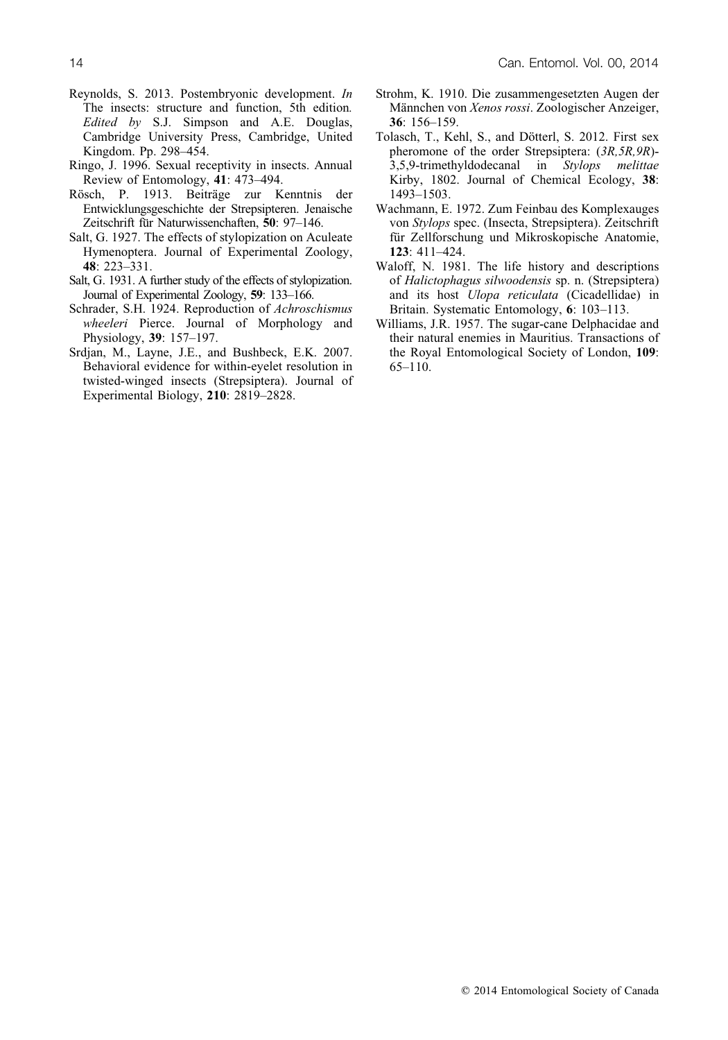Reynolds, S. 2013. Postembryonic development. *In* The insects: structure and function, 5th edition. *Edited by* S.J. Simpson and A.E. Douglas, Cambridge University Press, Cambridge, United Kingdom. Pp. 298–454.

Ringo, J. 1996. Sexual receptivity in insects. Annual Review of Entomology, **41**: 473–494.

Rösch, P. 1913. Beiträge zur Kenntnis der Entwicklungsgeschichte der Strepsipteren. Jenaische Zeitschrift für Naturwissenchaften, **50**: 97–146.

Salt, G. 1927. The effects of stylopization on Aculeate Hymenoptera. Journal of Experimental Zoology, **48**: 223–331.

Salt, G. 1931. A further study of the effects of stylopization. Journal of Experimental Zoology, **59**: 133–166.

Schrader, S.H. 1924. Reproduction of *Achroschismus wheeleri* Pierce. Journal of Morphology and Physiology, **39**: 157–197.

Srdjan, M., Layne, J.E., and Bushbeck, E.K. 2007. Behavioral evidence for within-eyelet resolution in twisted-winged insects (Strepsiptera). Journal of Experimental Biology, **210**: 2819–2828.

Strohm, K. 1910. Die zusammengesetzten Augen der Männchen von *Xenos rossi*. Zoologischer Anzeiger, **36**: 156–159.

Tolasch, T., Kehl, S., and Dötterl, S. 2012. First sex pheromone of the order Strepsiptera: (*3R,5R,9R*)-3,5,9-trimethyldodecanal in *Stylops melittae* Kirby, 1802. Journal of Chemical Ecology, **38**: 1493–1503.

Wachmann, E. 1972. Zum Feinbau des Komplexauges von *Stylops* spec. (Insecta, Strepsiptera). Zeitschrift für Zellforschung und Mikroskopische Anatomie, **123**: 411–424.

Waloff, N. 1981. The life history and descriptions of *Halictophagus silwoodensis* sp. n. (Strepsiptera) and its host *Ulopa reticulata* (Cicadellidae) in Britain. Systematic Entomology, **6**: 103–113.

Williams, J.R. 1957. The sugar-cane Delphacidae and their natural enemies in Mauritius. Transactions of the Royal Entomological Society of London, **109**: 65–110.

© 2014 Entomological Society of Canada